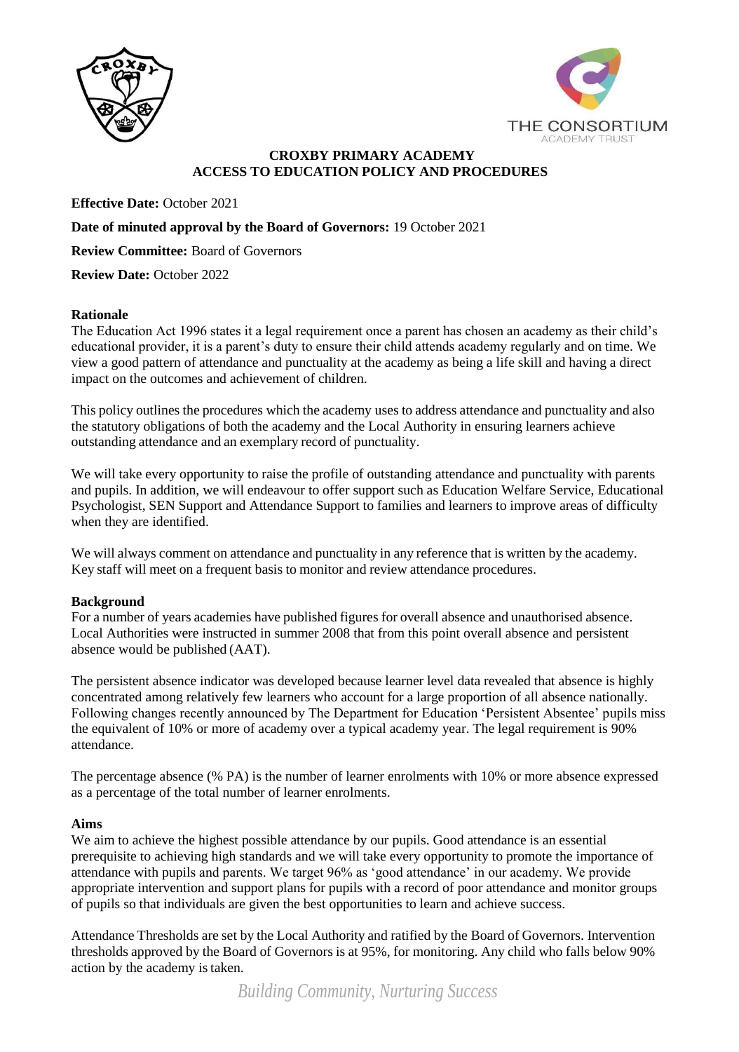# CROXBY PRIMARY ACADEMY
# ACCESS TO EDUCATION POLICY AND PROCEDURES

**Effective Date:** October 2021

**Date of minuted approval by the Board of Governors:** 19 October 2021

**Review Committee:** Board of Governors

**Review Date:** October 2022

## Rationale

The Education Act 1996 states it a legal requirement once a parent has chosen an academy as their child's educational provider, it is a parent's duty to ensure their child attends academy regularly and on time. We view a good pattern of attendance and punctuality at the academy as being a life skill and having a direct impact on the outcomes and achievement of children.

This policy outlines the procedures which the academy uses to address attendance and punctuality and also the statutory obligations of both the academy and the Local Authority in ensuring learners achieve outstanding attendance and an exemplary record of punctuality.

We will take every opportunity to raise the profile of outstanding attendance and punctuality with parents and pupils. In addition, we will endeavour to offer support such as Education Welfare Service, Educational Psychologist, SEN Support and Attendance Support to families and learners to improve areas of difficulty when they are identified.

We will always comment on attendance and punctuality in any reference that is written by the academy. Key staff will meet on a frequent basis to monitor and review attendance procedures.

## Background

For a number of years academies have published figures for overall absence and unauthorised absence. Local Authorities were instructed in summer 2008 that from this point overall absence and persistent absence would be published (AAT).

The persistent absence indicator was developed because learner level data revealed that absence is highly concentrated among relatively few learners who account for a large proportion of all absence nationally. Following changes recently announced by The Department for Education 'Persistent Absentee' pupils miss the equivalent of 10% or more of academy over a typical academy year. The legal requirement is 90% attendance.

The percentage absence (% PA) is the number of learner enrolments with 10% or more absence expressed as a percentage of the total number of learner enrolments.

## Aims

We aim to achieve the highest possible attendance by our pupils. Good attendance is an essential prerequisite to achieving high standards and we will take every opportunity to promote the importance of attendance with pupils and parents. We target 96% as 'good attendance' in our academy. We provide appropriate intervention and support plans for pupils with a record of poor attendance and monitor groups of pupils so that individuals are given the best opportunities to learn and achieve success.

Attendance Thresholds are set by the Local Authority and ratified by the Board of Governors. Intervention thresholds approved by the Board of Governors is at 95%, for monitoring. Any child who falls below 90% action by the academy is taken.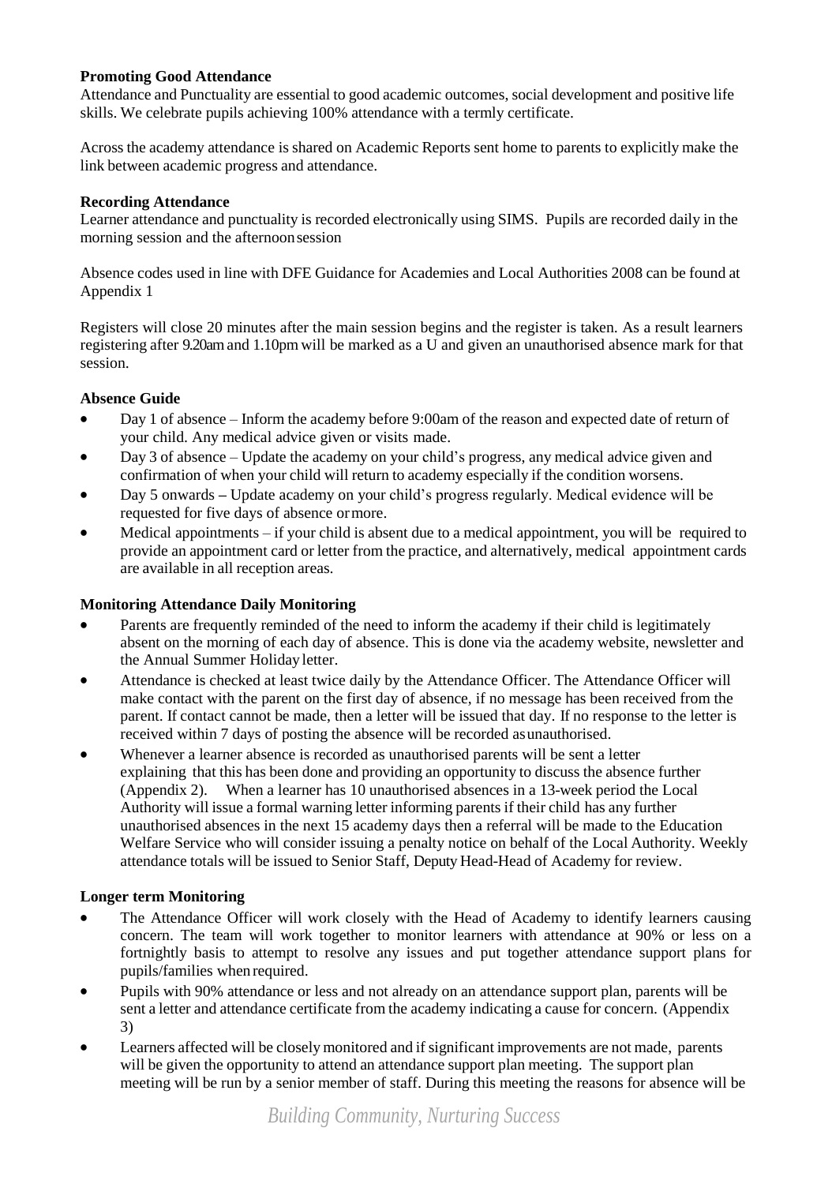**Promoting Good Attendance**

Attendance and Punctuality are essential to good academic outcomes, social development and positive life skills. We celebrate pupils achieving 100% attendance with a termly certificate.

Across the academy attendance is shared on Academic Reports sent home to parents to explicitly make the link between academic progress and attendance.

**Recording Attendance**

Learner attendance and punctuality is recorded electronically using SIMS. Pupils are recorded daily in the morning session and the afternoon session

Absence codes used in line with DFE Guidance for Academies and Local Authorities 2008 can be found at Appendix 1

Registers will close 20 minutes after the main session begins and the register is taken. As a result learners registering after 9.20am and 1.10pm will be marked as a U and given an unauthorised absence mark for that session.

**Absence Guide**

- Day 1 of absence – Inform the academy before 9:00am of the reason and expected date of return of your child. Any medical advice given or visits made.
- Day 3 of absence – Update the academy on your child's progress, any medical advice given and confirmation of when your child will return to academy especially if the condition worsens.
- Day 5 onwards – Update academy on your child's progress regularly. Medical evidence will be requested for five days of absence or more.
- Medical appointments – if your child is absent due to a medical appointment, you will be required to provide an appointment card or letter from the practice, and alternatively, medical appointment cards are available in all reception areas.

**Monitoring Attendance Daily Monitoring**

- Parents are frequently reminded of the need to inform the academy if their child is legitimately absent on the morning of each day of absence. This is done via the academy website, newsletter and the Annual Summer Holiday letter.
- Attendance is checked at least twice daily by the Attendance Officer. The Attendance Officer will make contact with the parent on the first day of absence, if no message has been received from the parent. If contact cannot be made, then a letter will be issued that day. If no response to the letter is received within 7 days of posting the absence will be recorded as unauthorised.
- Whenever a learner absence is recorded as unauthorised parents will be sent a letter explaining that this has been done and providing an opportunity to discuss the absence further (Appendix 2). When a learner has 10 unauthorised absences in a 13-week period the Local Authority will issue a formal warning letter informing parents if their child has any further unauthorised absences in the next 15 academy days then a referral will be made to the Education Welfare Service who will consider issuing a penalty notice on behalf of the Local Authority. Weekly attendance totals will be issued to Senior Staff, Deputy Head-Head of Academy for review.

**Longer term Monitoring**

- The Attendance Officer will work closely with the Head of Academy to identify learners causing concern. The team will work together to monitor learners with attendance at 90% or less on a fortnightly basis to attempt to resolve any issues and put together attendance support plans for pupils/families when required.
- Pupils with 90% attendance or less and not already on an attendance support plan, parents will be sent a letter and attendance certificate from the academy indicating a cause for concern. (Appendix 3)
- Learners affected will be closely monitored and if significant improvements are not made, parents will be given the opportunity to attend an attendance support plan meeting. The support plan meeting will be run by a senior member of staff. During this meeting the reasons for absence will be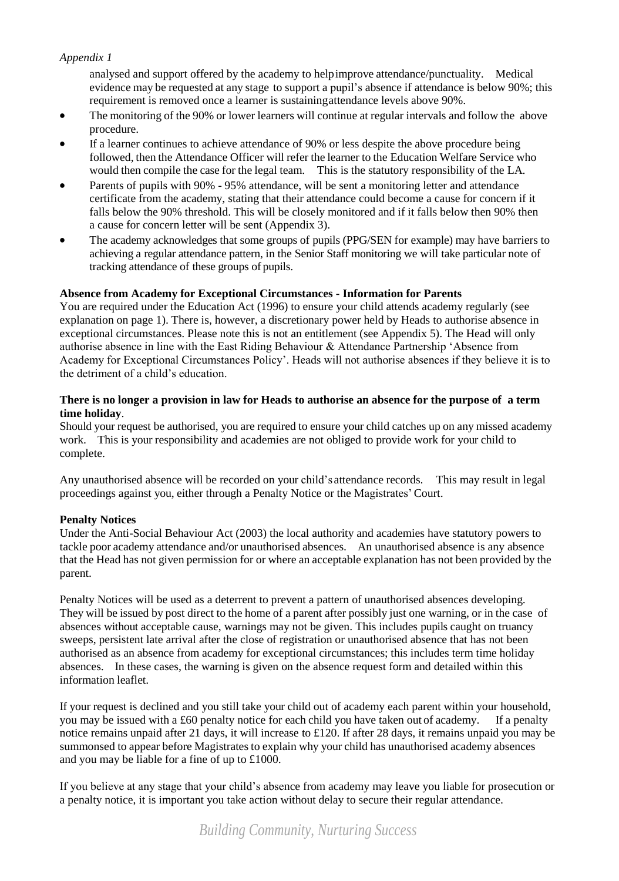*Appendix 1*

analysed and support offered by the academy to help improve attendance/punctuality. Medical evidence may be requested at any stage to support a pupil's absence if attendance is below 90%; this requirement is removed once a learner is sustaining attendance levels above 90%.

- The monitoring of the 90% or lower learners will continue at regular intervals and follow the above procedure.
- If a learner continues to achieve attendance of 90% or less despite the above procedure being followed, then the Attendance Officer will refer the learner to the Education Welfare Service who would then compile the case for the legal team. This is the statutory responsibility of the LA.
- Parents of pupils with 90% - 95% attendance, will be sent a monitoring letter and attendance certificate from the academy, stating that their attendance could become a cause for concern if it falls below the 90% threshold. This will be closely monitored and if it falls below then 90% then a cause for concern letter will be sent (Appendix 3).
- The academy acknowledges that some groups of pupils (PPG/SEN for example) may have barriers to achieving a regular attendance pattern, in the Senior Staff monitoring we will take particular note of tracking attendance of these groups of pupils.

**Absence from Academy for Exceptional Circumstances - Information for Parents**

You are required under the Education Act (1996) to ensure your child attends academy regularly (see explanation on page 1). There is, however, a discretionary power held by Heads to authorise absence in exceptional circumstances. Please note this is not an entitlement (see Appendix 5). The Head will only authorise absence in line with the East Riding Behaviour & Attendance Partnership 'Absence from Academy for Exceptional Circumstances Policy'. Heads will not authorise absences if they believe it is to the detriment of a child's education.

**There is no longer a provision in law for Heads to authorise an absence for the purpose of a term time holiday**.

Should your request be authorised, you are required to ensure your child catches up on any missed academy work. This is your responsibility and academies are not obliged to provide work for your child to complete.

Any unauthorised absence will be recorded on your child's attendance records. This may result in legal proceedings against you, either through a Penalty Notice or the Magistrates' Court.

**Penalty Notices**

Under the Anti-Social Behaviour Act (2003) the local authority and academies have statutory powers to tackle poor academy attendance and/or unauthorised absences. An unauthorised absence is any absence that the Head has not given permission for or where an acceptable explanation has not been provided by the parent.

Penalty Notices will be used as a deterrent to prevent a pattern of unauthorised absences developing. They will be issued by post direct to the home of a parent after possibly just one warning, or in the case of absences without acceptable cause, warnings may not be given. This includes pupils caught on truancy sweeps, persistent late arrival after the close of registration or unauthorised absence that has not been authorised as an absence from academy for exceptional circumstances; this includes term time holiday absences. In these cases, the warning is given on the absence request form and detailed within this information leaflet.

If your request is declined and you still take your child out of academy each parent within your household, you may be issued with a £60 penalty notice for each child you have taken out of academy. If a penalty notice remains unpaid after 21 days, it will increase to £120. If after 28 days, it remains unpaid you may be summonsed to appear before Magistrates to explain why your child has unauthorised academy absences and you may be liable for a fine of up to £1000.

If you believe at any stage that your child's absence from academy may leave you liable for prosecution or a penalty notice, it is important you take action without delay to secure their regular attendance.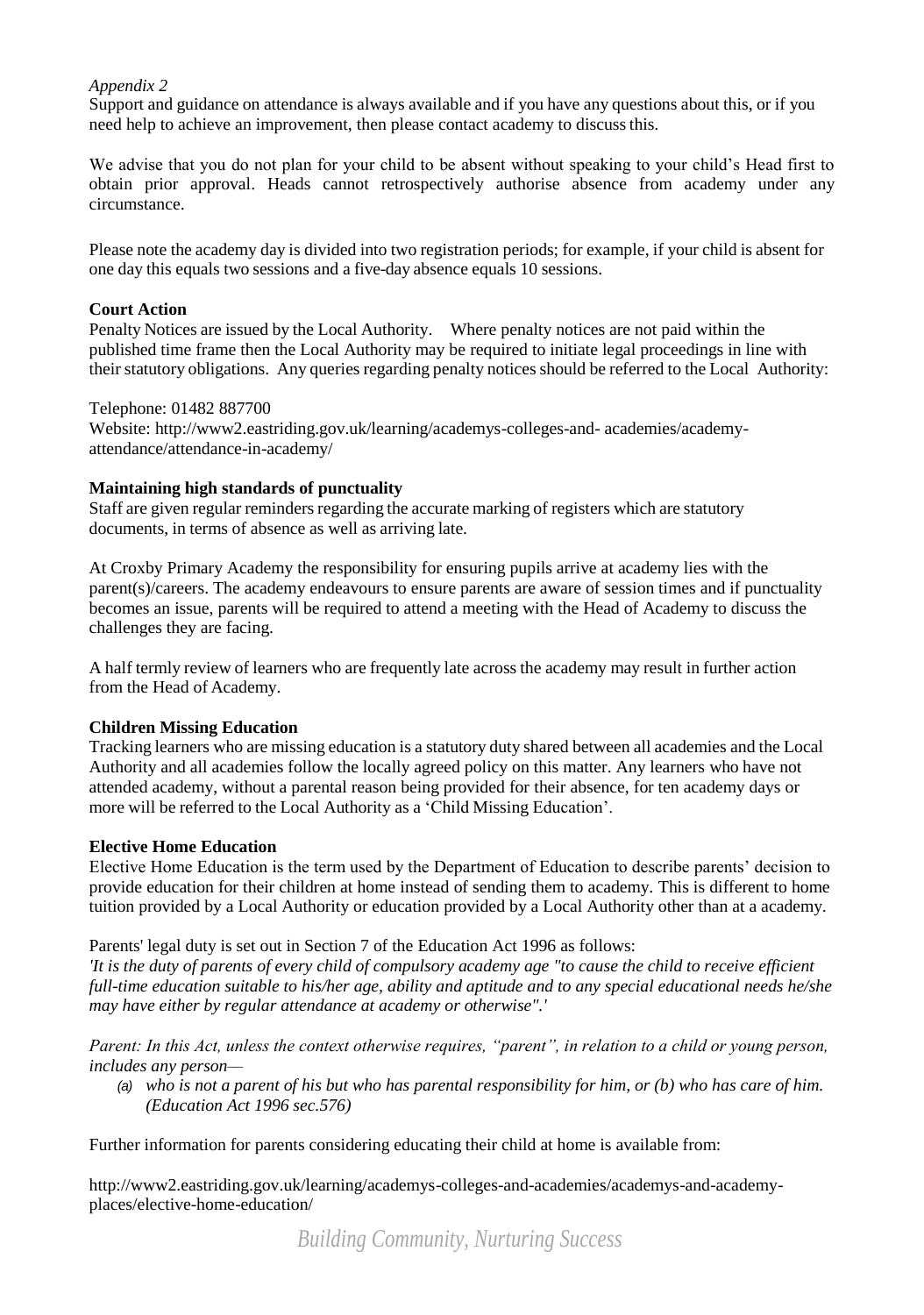*Appendix 2*

Support and guidance on attendance is always available and if you have any questions about this, or if you need help to achieve an improvement, then please contact academy to discuss this.

We advise that you do not plan for your child to be absent without speaking to your child's Head first to obtain prior approval. Heads cannot retrospectively authorise absence from academy under any circumstance.

Please note the academy day is divided into two registration periods; for example, if your child is absent for one day this equals two sessions and a five-day absence equals 10 sessions.

**Court Action**

Penalty Notices are issued by the Local Authority. Where penalty notices are not paid within the published time frame then the Local Authority may be required to initiate legal proceedings in line with their statutory obligations. Any queries regarding penalty notices should be referred to the Local Authority:

Telephone: 01482 887700
Website: http://www2.eastriding.gov.uk/learning/academys-colleges-and- academies/academy-attendance/attendance-in-academy/

**Maintaining high standards of punctuality**

Staff are given regular reminders regarding the accurate marking of registers which are statutory documents, in terms of absence as well as arriving late.

At Croxby Primary Academy the responsibility for ensuring pupils arrive at academy lies with the parent(s)/careers. The academy endeavours to ensure parents are aware of session times and if punctuality becomes an issue, parents will be required to attend a meeting with the Head of Academy to discuss the challenges they are facing.

A half termly review of learners who are frequently late across the academy may result in further action from the Head of Academy.

**Children Missing Education**

Tracking learners who are missing education is a statutory duty shared between all academies and the Local Authority and all academies follow the locally agreed policy on this matter. Any learners who have not attended academy, without a parental reason being provided for their absence, for ten academy days or more will be referred to the Local Authority as a 'Child Missing Education'.

**Elective Home Education**

Elective Home Education is the term used by the Department of Education to describe parents' decision to provide education for their children at home instead of sending them to academy. This is different to home tuition provided by a Local Authority or education provided by a Local Authority other than at a academy.

Parents' legal duty is set out in Section 7 of the Education Act 1996 as follows:
*'It is the duty of parents of every child of compulsory academy age "to cause the child to receive efficient full-time education suitable to his/her age, ability and aptitude and to any special educational needs he/she may have either by regular attendance at academy or otherwise".'*

*Parent: In this Act, unless the context otherwise requires, "parent", in relation to a child or young person, includes any person—*

*(a) who is not a parent of his but who has parental responsibility for him, or (b) who has care of him. (Education Act 1996 sec.576)*

Further information for parents considering educating their child at home is available from:

http://www2.eastriding.gov.uk/learning/academys-colleges-and-academies/academys-and-academy-places/elective-home-education/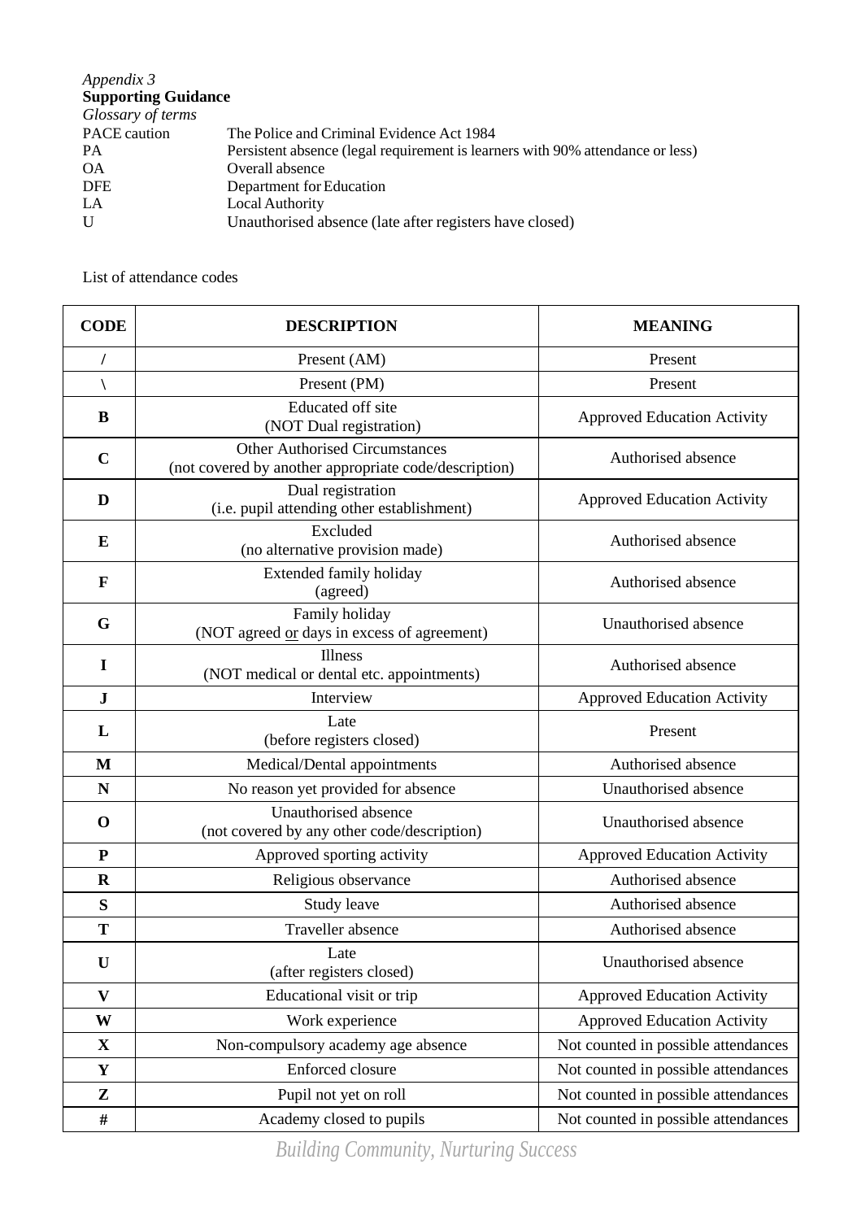*Appendix 3*
**Supporting Guidance**
*Glossary of terms*

| | |
|---|---|
| PACE caution | The Police and Criminal Evidence Act 1984 |
| PA | Persistent absence (legal requirement is learners with 90% attendance or less) |
| OA | Overall absence |
| DFE | Department for Education |
| LA | Local Authority |
| U | Unauthorised absence (late after registers have closed) |

List of attendance codes

| CODE | DESCRIPTION | MEANING |
|---|---|---|
| **/** | Present (AM) | Present |
| **\** | Present (PM) | Present |
| **B** | Educated off site (NOT Dual registration) | Approved Education Activity |
| **C** | Other Authorised Circumstances (not covered by another appropriate code/description) | Authorised absence |
| **D** | Dual registration (i.e. pupil attending other establishment) | Approved Education Activity |
| **E** | Excluded (no alternative provision made) | Authorised absence |
| **F** | Extended family holiday (agreed) | Authorised absence |
| **G** | Family holiday (NOT agreed <u>or</u> days in excess of agreement) | Unauthorised absence |
| **I** | Illness (NOT medical or dental etc. appointments) | Authorised absence |
| **J** | Interview | Approved Education Activity |
| **L** | Late (before registers closed) | Present |
| **M** | Medical/Dental appointments | Authorised absence |
| **N** | No reason yet provided for absence | Unauthorised absence |
| **O** | Unauthorised absence (not covered by any other code/description) | Unauthorised absence |
| **P** | Approved sporting activity | Approved Education Activity |
| **R** | Religious observance | Authorised absence |
| **S** | Study leave | Authorised absence |
| **T** | Traveller absence | Authorised absence |
| **U** | Late (after registers closed) | Unauthorised absence |
| **V** | Educational visit or trip | Approved Education Activity |
| **W** | Work experience | Approved Education Activity |
| **X** | Non-compulsory academy age absence | Not counted in possible attendances |
| **Y** | Enforced closure | Not counted in possible attendances |
| **Z** | Pupil not yet on roll | Not counted in possible attendances |
| **#** | Academy closed to pupils | Not counted in possible attendances |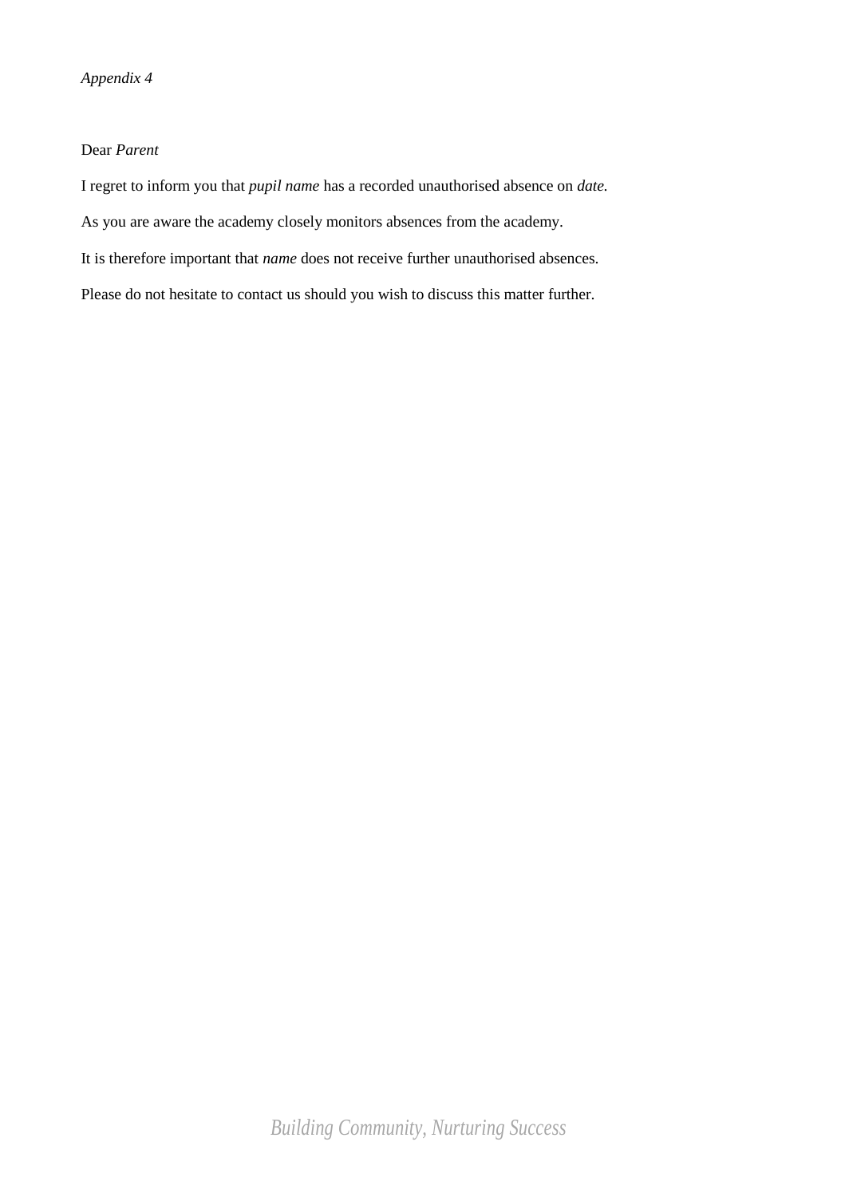*Appendix 4*

Dear *Parent*

I regret to inform you that *pupil name* has a recorded unauthorised absence on *date.*

As you are aware the academy closely monitors absences from the academy.

It is therefore important that *name* does not receive further unauthorised absences.

Please do not hesitate to contact us should you wish to discuss this matter further.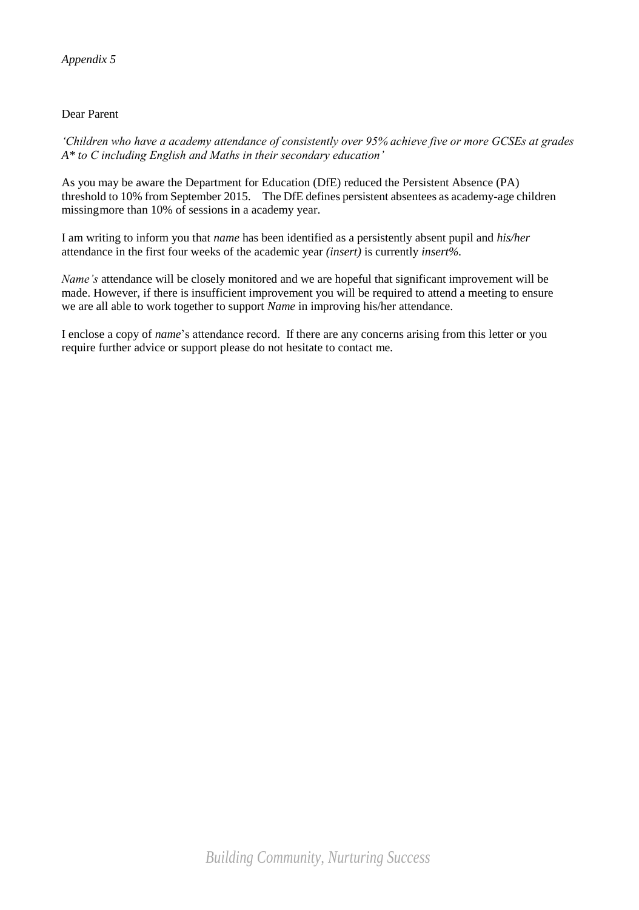*Appendix 5*

Dear Parent

*'Children who have a academy attendance of consistently over 95% achieve five or more GCSEs at grades A* to C including English and Maths in their secondary education'*

As you may be aware the Department for Education (DfE) reduced the Persistent Absence (PA) threshold to 10% from September 2015. The DfE defines persistent absentees as academy-age children missingmore than 10% of sessions in a academy year.

I am writing to inform you that *name* has been identified as a persistently absent pupil and *his/her* attendance in the first four weeks of the academic year *(insert)* is currently *insert%.*

*Name's* attendance will be closely monitored and we are hopeful that significant improvement will be made. However, if there is insufficient improvement you will be required to attend a meeting to ensure we are all able to work together to support *Name* in improving his/her attendance.

I enclose a copy of *name*'s attendance record. If there are any concerns arising from this letter or you require further advice or support please do not hesitate to contact me.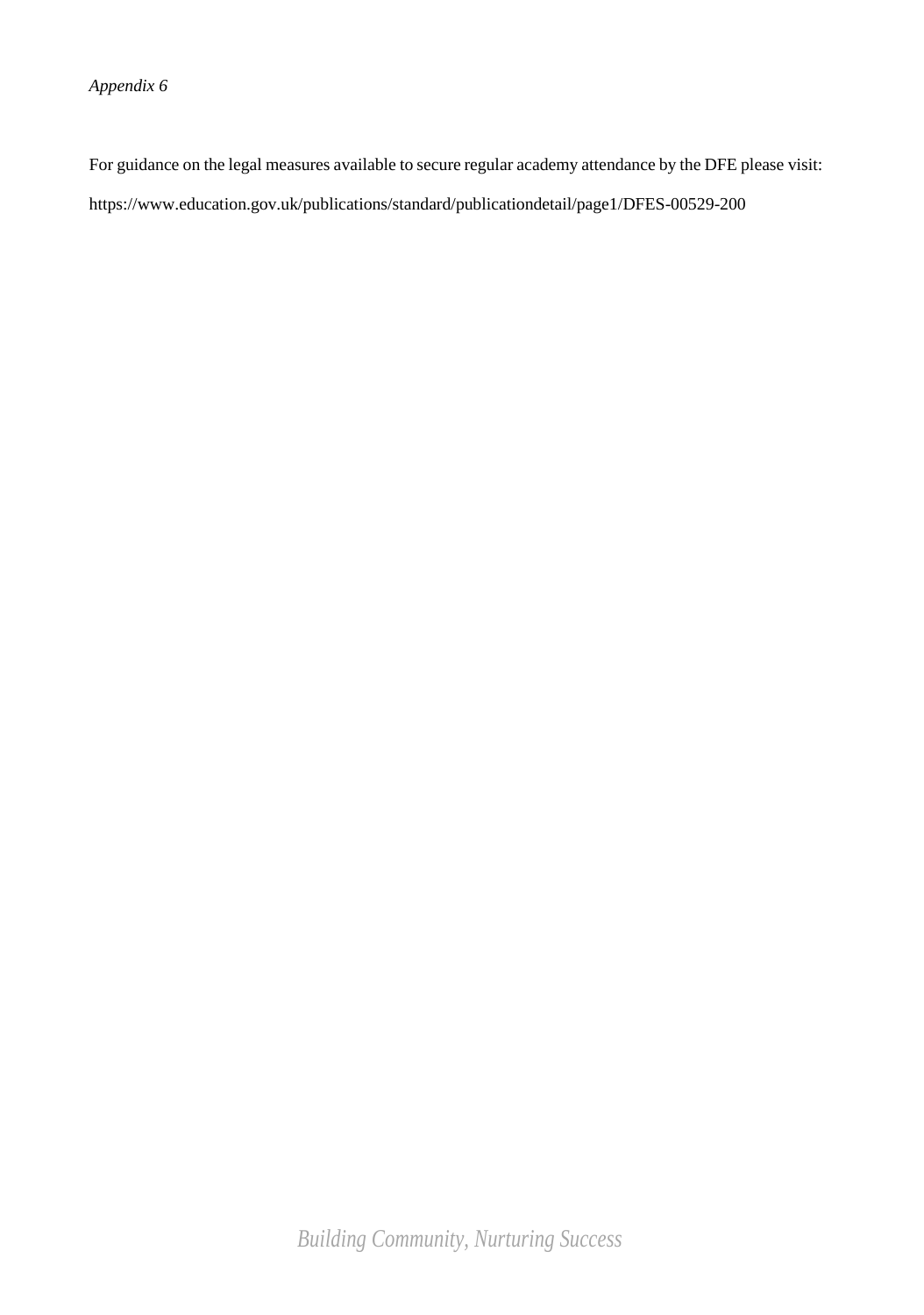*Appendix 6*

For guidance on the legal measures available to secure regular academy attendance by the DFE please visit:

https://www.education.gov.uk/publications/standard/publicationdetail/page1/DFES-00529-200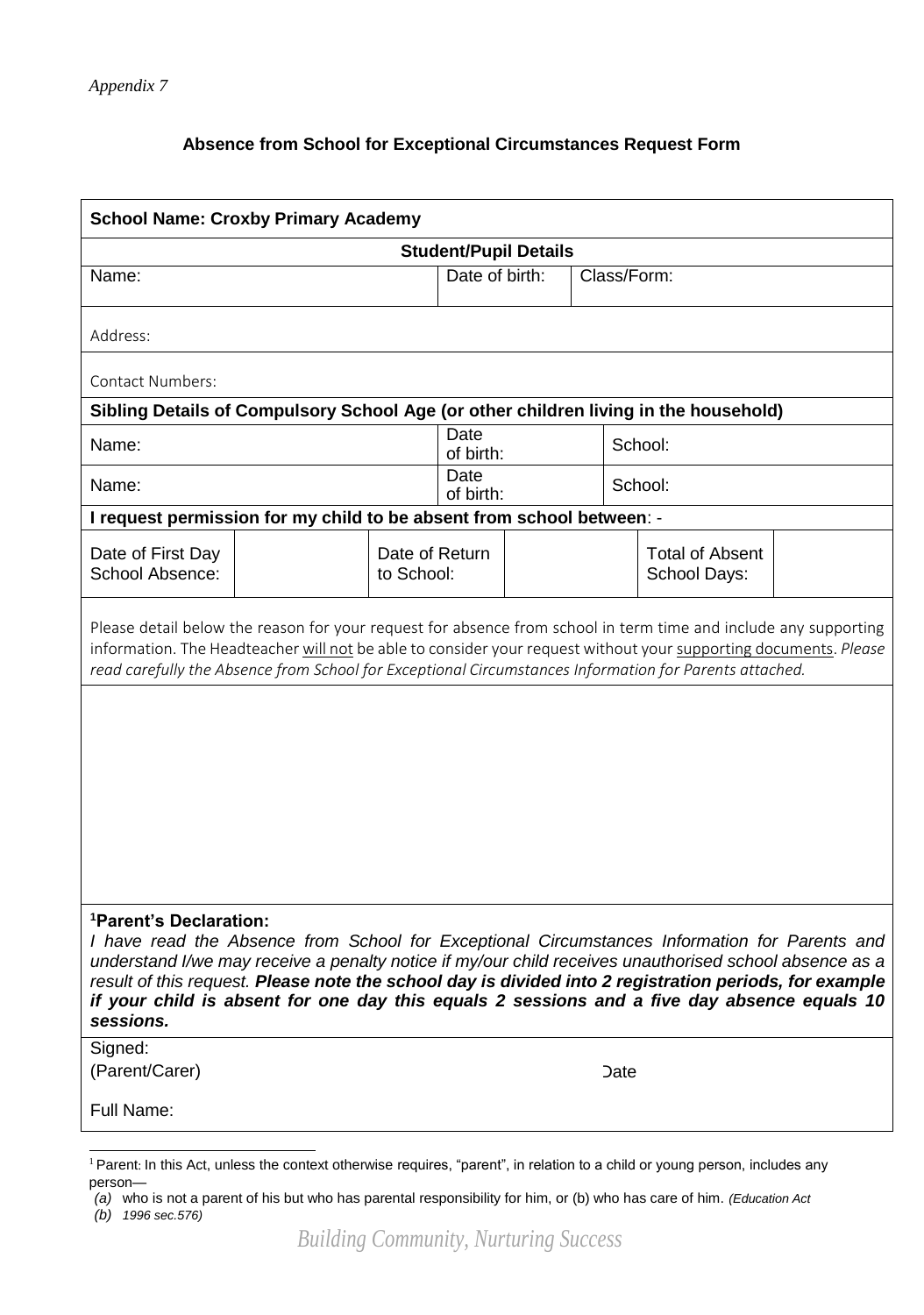*Appendix 7*

**Absence from School for Exceptional Circumstances Request Form**

| **School Name: Croxby Primary Academy** | | | | | |
|---|---|---|---|---|---|
| **Student/Pupil Details** | | | | | |
| Name: | | Date of birth: | | Class/Form: | |
| Address: | | | | | |
| Contact Numbers: | | | | | |
| **Sibling Details of Compulsory School Age (or other children living in the household)** | | | | | |
| Name: | | Date of birth: | | School: | |
| Name: | | Date of birth: | | School: | |
| **I request permission for my child to be absent from school between**: - | | | | | |
| Date of First Day School Absence: | | Date of Return to School: | | Total of Absent School Days: | |

Please detail below the reason for your request for absence from school in term time and include any supporting information. The Headteacher will not be able to consider your request without your supporting documents. *Please read carefully the Absence from School for Exceptional Circumstances Information for Parents attached.*

**Parent's Declaration:**[1]
*I have read the Absence from School for Exceptional Circumstances Information for Parents and understand I/we may receive a penalty notice if my/our child receives unauthorised school absence as a result of this request.* ***Please note the school day is divided into 2 registration periods, for example if your child is absent for one day this equals 2 sessions and a five day absence equals 10 sessions.***

Signed:
(Parent/Carer) Date

Full Name:

---

[1] Parent: In this Act, unless the context otherwise requires, "parent", in relation to a child or young person, includes any person—
(a) who is not a parent of his but who has parental responsibility for him, or (b) who has care of him. *(Education Act (b) 1996 sec.576)*

*Building Community, Nurturing Success*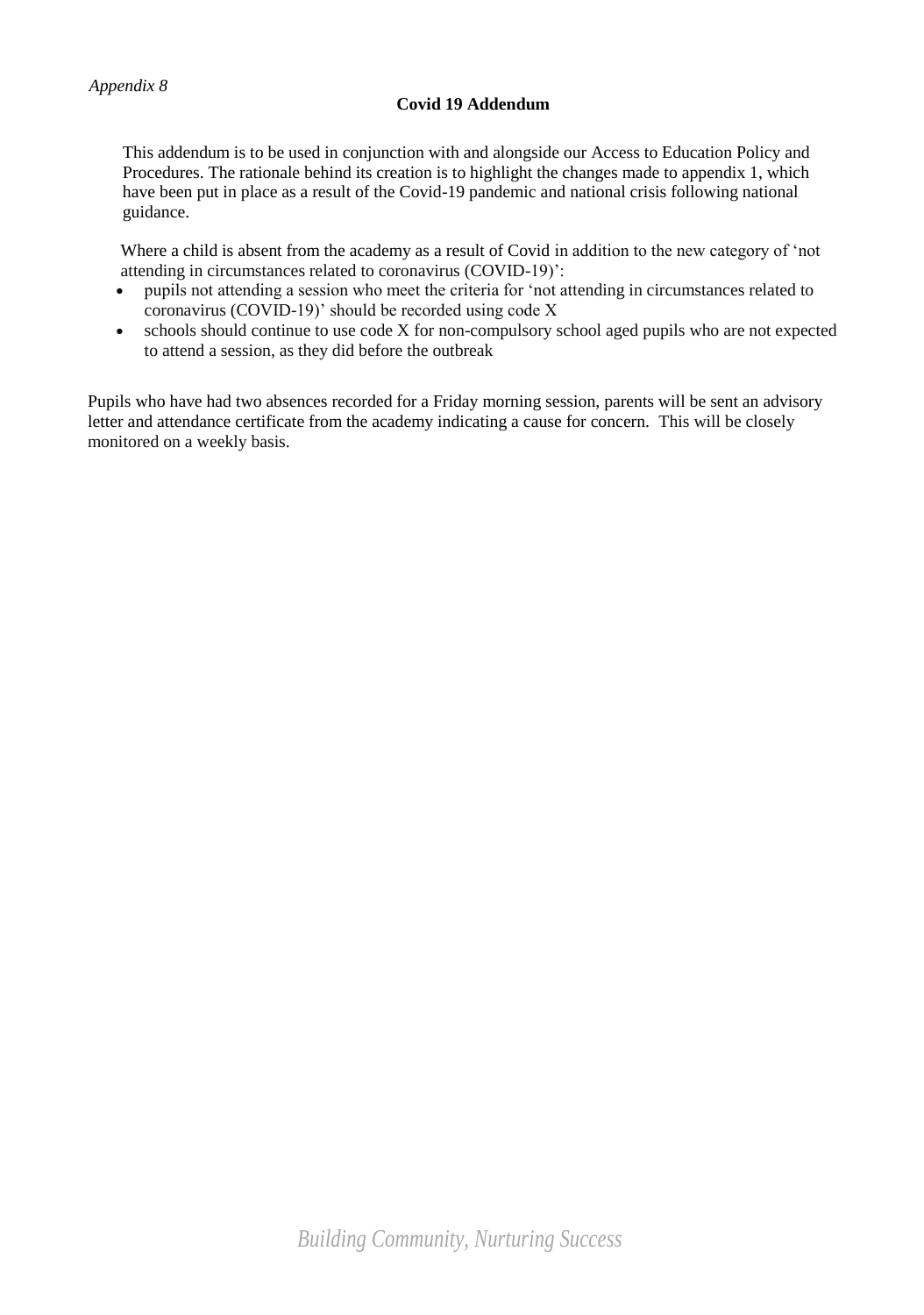*Appendix 8*

**Covid 19 Addendum**

This addendum is to be used in conjunction with and alongside our Access to Education Policy and Procedures. The rationale behind its creation is to highlight the changes made to appendix 1, which have been put in place as a result of the Covid-19 pandemic and national crisis following national guidance.

Where a child is absent from the academy as a result of Covid in addition to the new category of 'not attending in circumstances related to coronavirus (COVID-19)':

- pupils not attending a session who meet the criteria for 'not attending in circumstances related to coronavirus (COVID-19)' should be recorded using code X
- schools should continue to use code X for non-compulsory school aged pupils who are not expected to attend a session, as they did before the outbreak

Pupils who have had two absences recorded for a Friday morning session, parents will be sent an advisory letter and attendance certificate from the academy indicating a cause for concern. This will be closely monitored on a weekly basis.